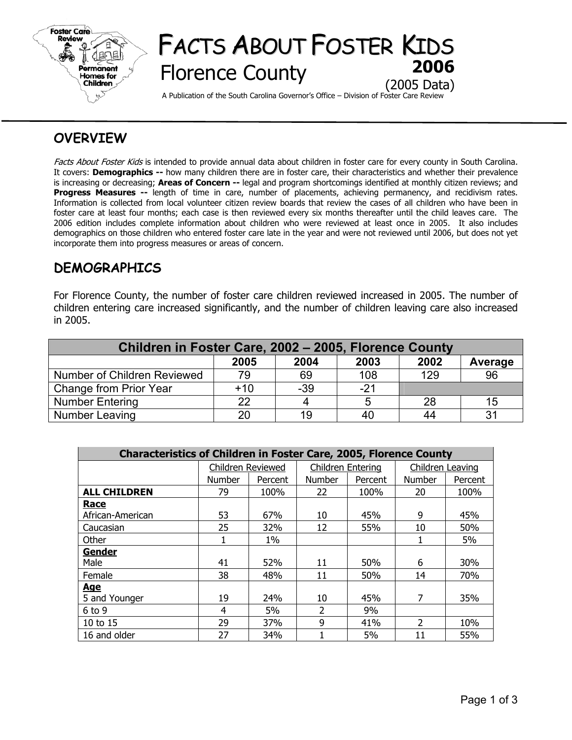# FACTS ABOUT FOSTER KIDS

## Florence County

**2006**

(2005 Data)

A Publication of the South Carolina Governor's Office – Division of Foster Care Review

## OVERVIEW

*Facts About Foster Kids* is intended to provide annual data about children in foster care for every county in South Carolina. It covers: **Demographics --** how many children there are in foster care, their characteristics and whether their prevalence is increasing or decreasing; **Areas of Concern --** legal and program shortcomings identified at monthly citizen reviews; and **Progress Measures --** length of time in care, number of placements, achieving permanency, and recidivism rates. Information is collected from local volunteer citizen review boards that review the cases of all children who have been in foster care at least four months; each case is then reviewed every six months thereafter until the child leaves care. The 2006 edition includes complete information about children who were reviewed at least once in 2005. It also includes demographics on those children who entered foster care late in the year and were not reviewed until 2006, but does not yet incorporate them into progress measures or areas of concern.

## DEMOGRAPHICS

For Florence County, the number of foster care children reviewed increased in 2005. The number of children entering care increased significantly, and the number of children leaving care also increased in 2005.

| Children in Foster Care, 2002 – 2005, Florence County | | | | | |
|---|---|---|---|---|---|
| | 2005 | 2004 | 2003 | 2002 | Average |
| Number of Children Reviewed | 79 | 69 | 108 | 129 | 96 |
| Change from Prior Year | +10 | -39 | -21 | | |
| Number Entering | 22 | 4 | 5 | 28 | 15 |
| Number Leaving | 20 | 19 | 40 | 44 | 31 |

| Characteristics of Children in Foster Care, 2005, Florence County | | | | | | |
|---|---|---|---|---|---|---|
| | Children Reviewed | | Children Entering | | Children Leaving | |
| | Number | Percent | Number | Percent | Number | Percent |
| **ALL CHILDREN** | 79 | 100% | 22 | 100% | 20 | 100% |
| **Race** | | | | | | |
| African-American | 53 | 67% | 10 | 45% | 9 | 45% |
| Caucasian | 25 | 32% | 12 | 55% | 10 | 50% |
| Other | 1 | 1% | | | 1 | 5% |
| **Gender** | | | | | | |
| Male | 41 | 52% | 11 | 50% | 6 | 30% |
| Female | 38 | 48% | 11 | 50% | 14 | 70% |
| **Age** | | | | | | |
| 5 and Younger | 19 | 24% | 10 | 45% | 7 | 35% |
| 6 to 9 | 4 | 5% | 2 | 9% | | |
| 10 to 15 | 29 | 37% | 9 | 41% | 2 | 10% |
| 16 and older | 27 | 34% | 1 | 5% | 11 | 55% |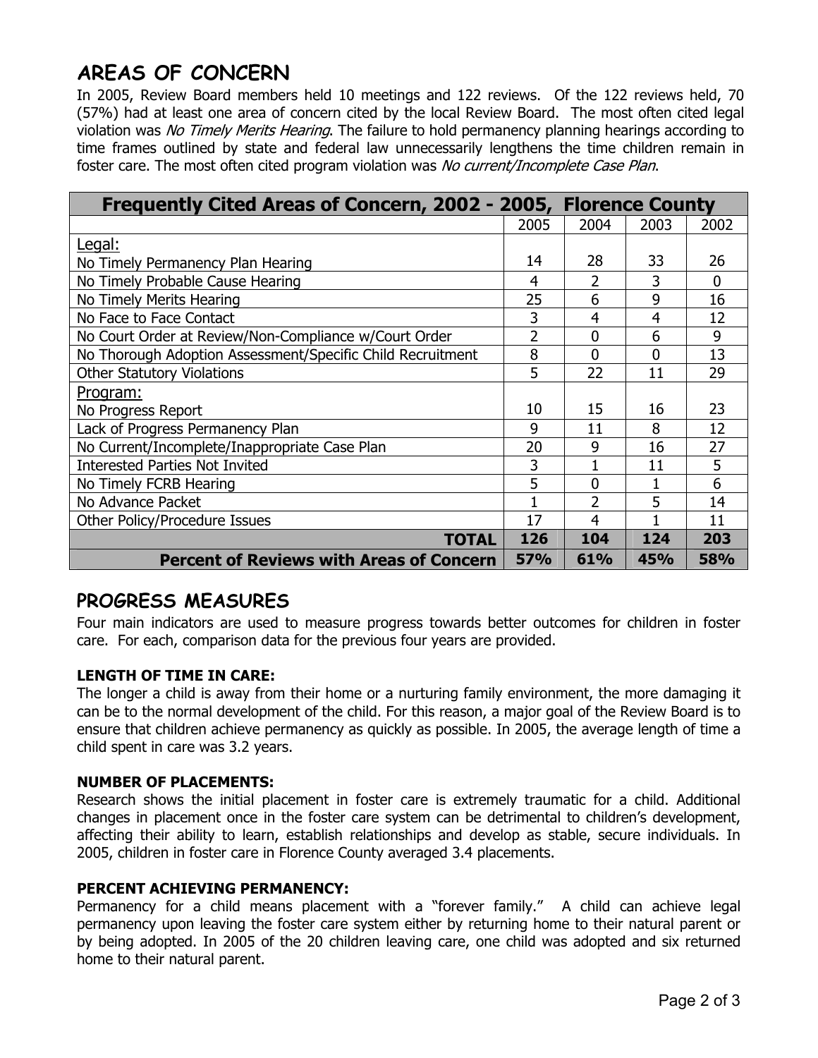## AREAS OF CONCERN

In 2005, Review Board members held 10 meetings and 122 reviews. Of the 122 reviews held, 70 (57%) had at least one area of concern cited by the local Review Board. The most often cited legal violation was *No Timely Merits Hearing*. The failure to hold permanency planning hearings according to time frames outlined by state and federal law unnecessarily lengthens the time children remain in foster care. The most often cited program violation was *No current/Incomplete Case Plan*.

| Frequently Cited Areas of Concern, 2002 - 2005, Florence County | | | | |
|---|---|---|---|---|
| | 2005 | 2004 | 2003 | 2002 |
| Legal: | | | | |
| No Timely Permanency Plan Hearing | 14 | 28 | 33 | 26 |
| No Timely Probable Cause Hearing | 4 | 2 | 3 | 0 |
| No Timely Merits Hearing | 25 | 6 | 9 | 16 |
| No Face to Face Contact | 3 | 4 | 4 | 12 |
| No Court Order at Review/Non-Compliance w/Court Order | 2 | 0 | 6 | 9 |
| No Thorough Adoption Assessment/Specific Child Recruitment | 8 | 0 | 0 | 13 |
| Other Statutory Violations | 5 | 22 | 11 | 29 |
| Program: | | | | |
| No Progress Report | 10 | 15 | 16 | 23 |
| Lack of Progress Permanency Plan | 9 | 11 | 8 | 12 |
| No Current/Incomplete/Inappropriate Case Plan | 20 | 9 | 16 | 27 |
| Interested Parties Not Invited | 3 | 1 | 11 | 5 |
| No Timely FCRB Hearing | 5 | 0 | 1 | 6 |
| No Advance Packet | 1 | 2 | 5 | 14 |
| Other Policy/Procedure Issues | 17 | 4 | 1 | 11 |
| **TOTAL** | **126** | **104** | **124** | **203** |
| **Percent of Reviews with Areas of Concern** | **57%** | **61%** | **45%** | **58%** |

## PROGRESS MEASURES

Four main indicators are used to measure progress towards better outcomes for children in foster care. For each, comparison data for the previous four years are provided.

### LENGTH OF TIME IN CARE:

The longer a child is away from their home or a nurturing family environment, the more damaging it can be to the normal development of the child. For this reason, a major goal of the Review Board is to ensure that children achieve permanency as quickly as possible. In 2005, the average length of time a child spent in care was 3.2 years.

### NUMBER OF PLACEMENTS:

Research shows the initial placement in foster care is extremely traumatic for a child. Additional changes in placement once in the foster care system can be detrimental to children's development, affecting their ability to learn, establish relationships and develop as stable, secure individuals. In 2005, children in foster care in Florence County averaged 3.4 placements.

### PERCENT ACHIEVING PERMANENCY:

Permanency for a child means placement with a "forever family." A child can achieve legal permanency upon leaving the foster care system either by returning home to their natural parent or by being adopted. In 2005 of the 20 children leaving care, one child was adopted and six returned home to their natural parent.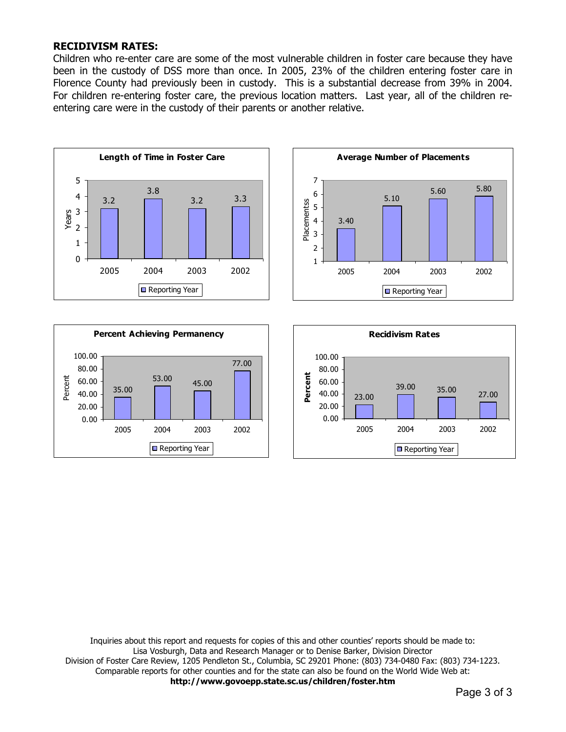**RECIDIVISM RATES:**

Children who re-enter care are some of the most vulnerable children in foster care because they have been in the custody of DSS more than once. In 2005, 23% of the children entering foster care in Florence County had previously been in custody. This is a substantial decrease from 39% in 2004. For children re-entering foster care, the previous location matters. Last year, all of the children re-entering care were in the custody of their parents or another relative.

**Length of Time in Foster Care**

Years

5
4
3
2
1
0

3.2
3.8
3.2
3.3

2005
2004
2003
2002

Reporting Year

**Average Number of Placements**

Placementss

7
6
5
4
3
2
1

3.40
5.10
5.60
5.80

2005
2004
2003
2002

Reporting Year

**Percent Achieving Permanency**

Percent

100.00
80.00
60.00
40.00
20.00
0.00

35.00
53.00
45.00
77.00

2005
2004
2003
2002

Reporting Year

**Recidivism Rates**

Percent

100.00
80.00
60.00
40.00
20.00
0.00

23.00
39.00
35.00
27.00

2005
2004
2003
2002

Reporting Year

Inquiries about this report and requests for copies of this and other counties' reports should be made to:
Lisa Vosburgh, Data and Research Manager or to Denise Barker, Division Director
Division of Foster Care Review, 1205 Pendleton St., Columbia, SC 29201 Phone: (803) 734-0480 Fax: (803) 734-1223.
Comparable reports for other counties and for the state can also be found on the World Wide Web at:
**http://www.govoepp.state.sc.us/children/foster.htm**